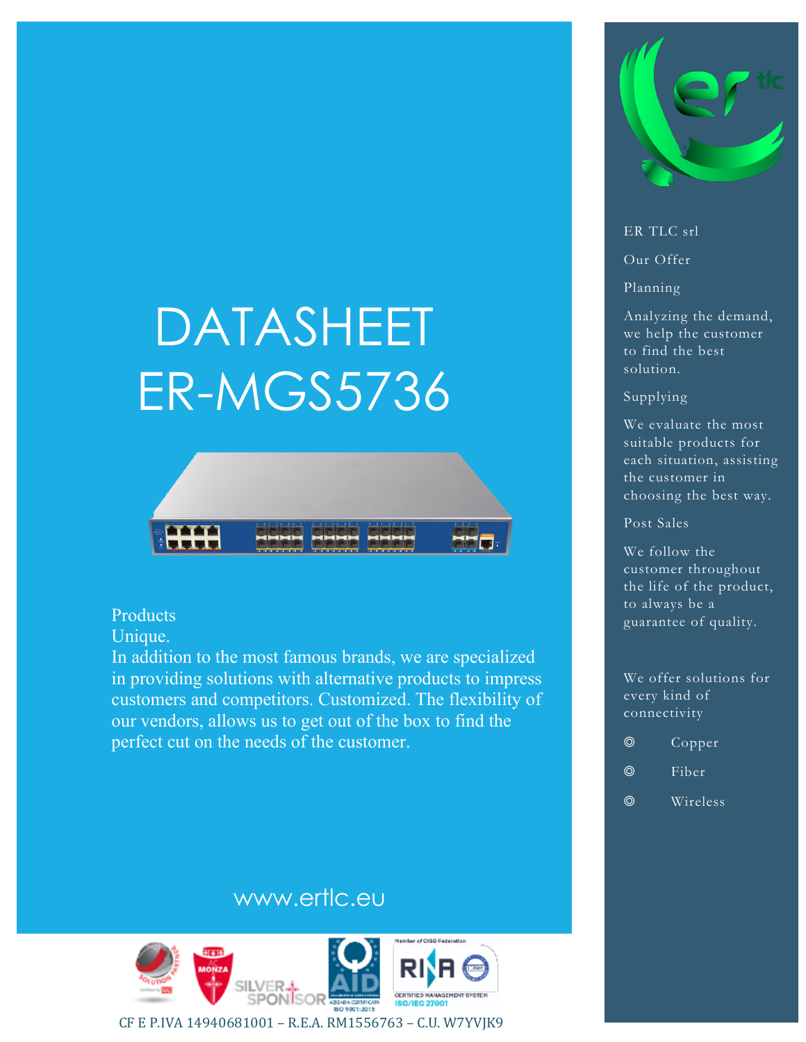# DATASHEET ER-MGS5736

Products
Unique.
In addition to the most famous brands, we are specialized in providing solutions with alternative products to impress customers and competitors. Customized. The flexibility of our vendors, allows us to get out of the box to find the perfect cut on the needs of the customer.

www.ertlc.eu

ER TLC srl

Our Offer

Planning

Analyzing the demand, we help the customer to find the best solution.

Supplying

We evaluate the most suitable products for each situation, assisting the customer in choosing the best way.

Post Sales

We follow the customer throughout the life of the product, to always be a guarantee of quality.

We offer solutions for every kind of connectivity

- Copper
- Fiber
- Wireless

CF E P.IVA 14940681001 – R.E.A. RM1556763 – C.U. W7YVJK9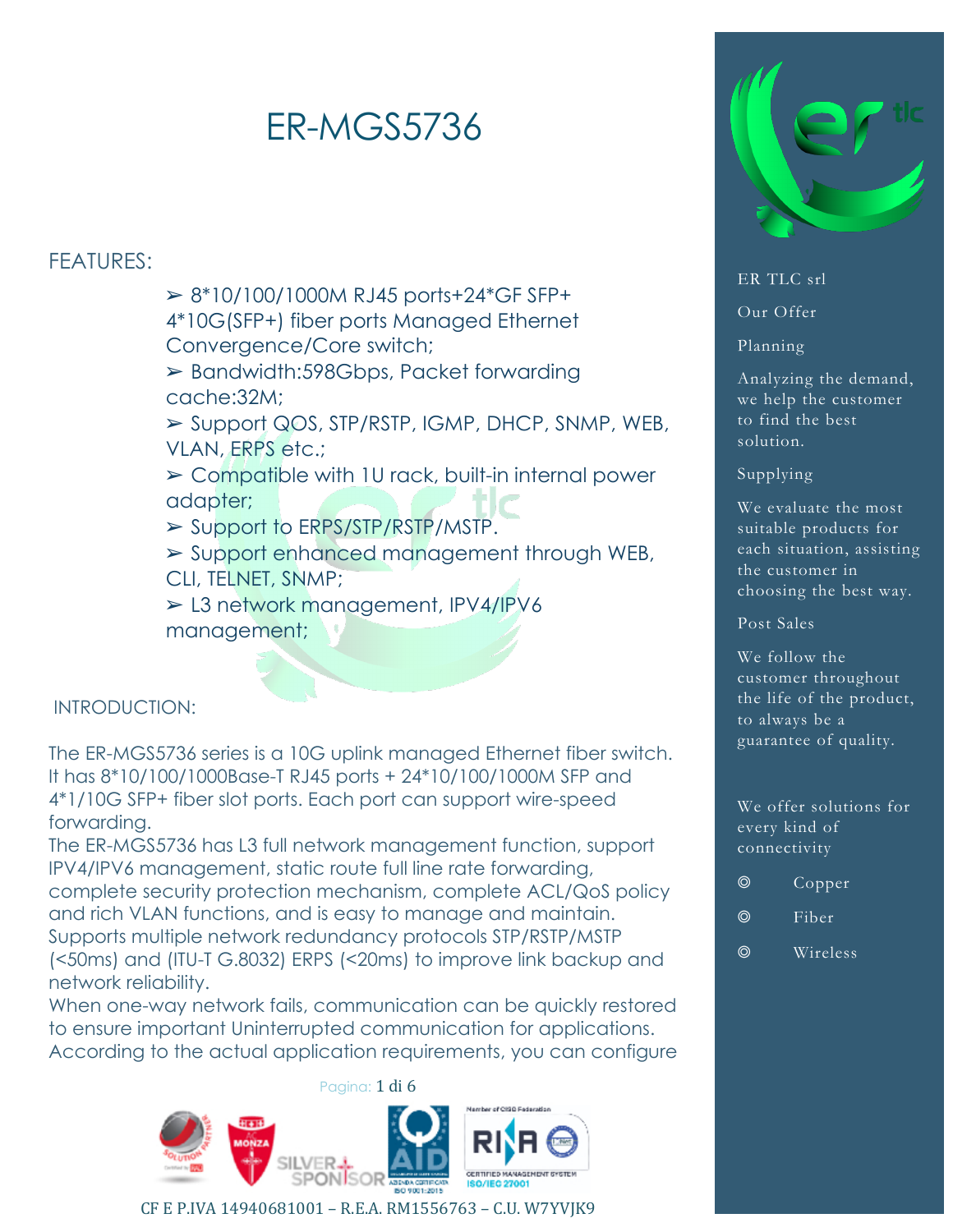# ER-MGS5736

FEATURES:

- ➢ 8*10/100/1000M RJ45 ports+24*GF SFP+ 4*10G(SFP+) fiber ports Managed Ethernet Convergence/Core switch;
- ➢ Bandwidth:598Gbps, Packet forwarding cache:32M;
- ➢ Support QOS, STP/RSTP, IGMP, DHCP, SNMP, WEB, VLAN, ERPS etc.;
- ➢ Compatible with 1U rack, built-in internal power adapter;
- ➢ Support to ERPS/STP/RSTP/MSTP.
- ➢ Support enhanced management through WEB, CLI, TELNET, SNMP;
- ➢ L3 network management, IPV4/IPV6 management;

INTRODUCTION:

The ER-MGS5736 series is a 10G uplink managed Ethernet fiber switch. It has 8*10/100/1000Base-T RJ45 ports + 24*10/100/1000M SFP and 4*1/10G SFP+ fiber slot ports. Each port can support wire-speed forwarding.
The ER-MGS5736 has L3 full network management function, support IPV4/IPV6 management, static route full line rate forwarding, complete security protection mechanism, complete ACL/QoS policy and rich VLAN functions, and is easy to manage and maintain. Supports multiple network redundancy protocols STP/RSTP/MSTP (<50ms) and (ITU-T G.8032) ERPS (<20ms) to improve link backup and network reliability.
When one-way network fails, communication can be quickly restored to ensure important Uninterrupted communication for applications. According to the actual application requirements, you can configure

ER TLC srl

Our Offer

Planning

Analyzing the demand, we help the customer to find the best solution.

Supplying

We evaluate the most suitable products for each situation, assisting the customer in choosing the best way.

Post Sales

We follow the customer throughout the life of the product, to always be a guarantee of quality.

We offer solutions for every kind of connectivity

- Copper
- Fiber
- Wireless

CF E P.IVA 14940681001 – R.E.A. RM1556763 – C.U. W7YVJK9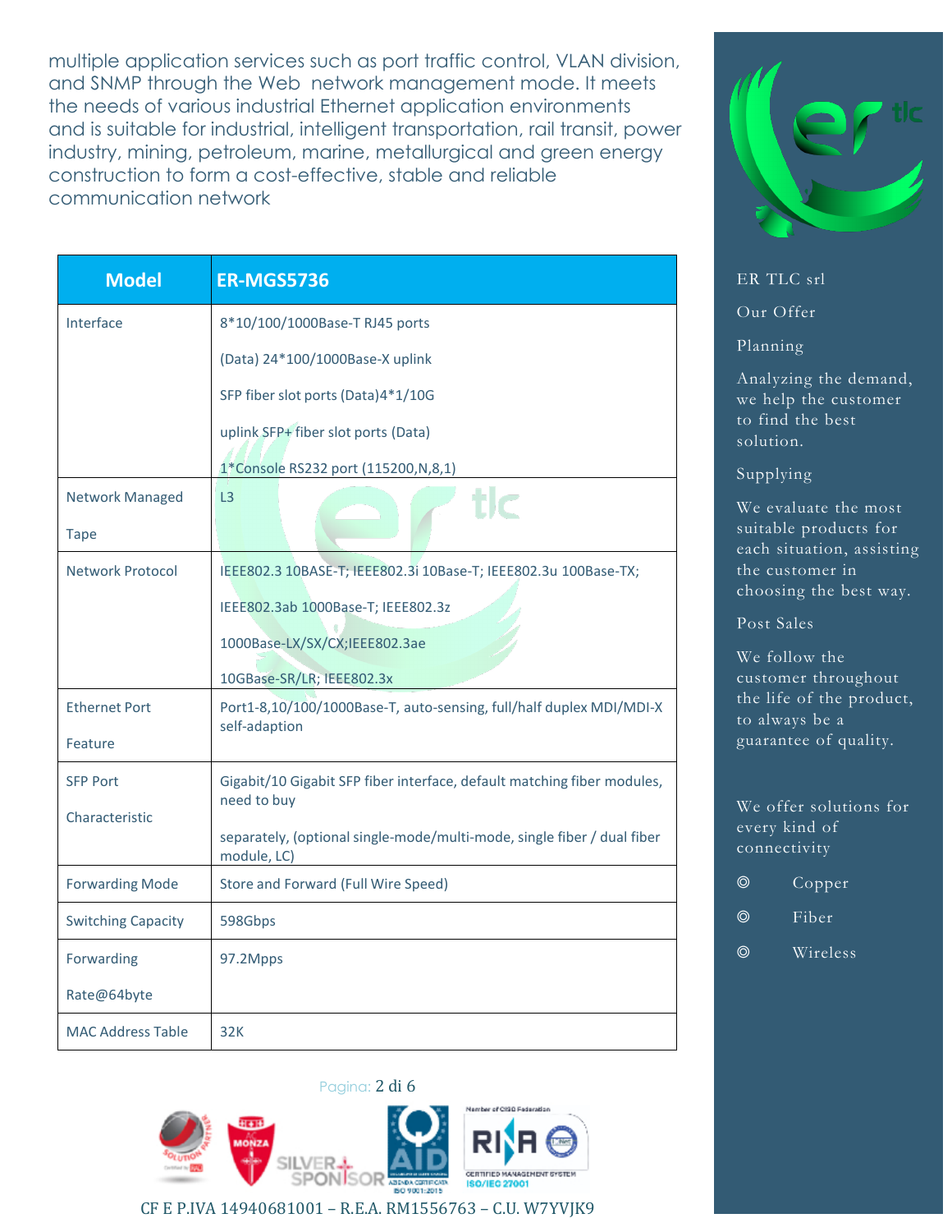multiple application services such as port traffic control, VLAN division, and SNMP through the Web network management mode. It meets the needs of various industrial Ethernet application environments and is suitable for industrial, intelligent transportation, rail transit, power industry, mining, petroleum, marine, metallurgical and green energy construction to form a cost-effective, stable and reliable communication network

| Model | ER-MGS5736 |
|---|---|
| Interface | 8*10/100/1000Base-T RJ45 ports<br>(Data) 24*100/1000Base-X uplink<br>SFP fiber slot ports (Data)4*1/10G<br>uplink SFP+ fiber slot ports (Data)<br>1*Console RS232 port (115200,N,8,1) |
| Network Managed Tape | L3 |
| Network Protocol | IEEE802.3 10BASE-T; IEEE802.3i 10Base-T; IEEE802.3u 100Base-TX;<br>IEEE802.3ab 1000Base-T; IEEE802.3z<br>1000Base-LX/SX/CX;IEEE802.3ae<br>10GBase-SR/LR; IEEE802.3x |
| Ethernet Port Feature | Port1-8,10/100/1000Base-T, auto-sensing, full/half duplex MDI/MDI-X self-adaption |
| SFP Port Characteristic | Gigabit/10 Gigabit SFP fiber interface, default matching fiber modules, need to buy<br>separately, (optional single-mode/multi-mode, single fiber / dual fiber module, LC) |
| Forwarding Mode | Store and Forward (Full Wire Speed) |
| Switching Capacity | 598Gbps |
| Forwarding Rate@64byte | 97.2Mpps |
| MAC Address Table | 32K |

ER TLC srl

Our Offer

Planning

Analyzing the demand, we help the customer to find the best solution.

Supplying

We evaluate the most suitable products for each situation, assisting the customer in choosing the best way.

Post Sales

We follow the customer throughout the life of the product, to always be a guarantee of quality.

We offer solutions for every kind of connectivity

- Copper
- Fiber
- Wireless

CF E P.IVA 14940681001 – R.E.A. RM1556763 – C.U. W7YVJK9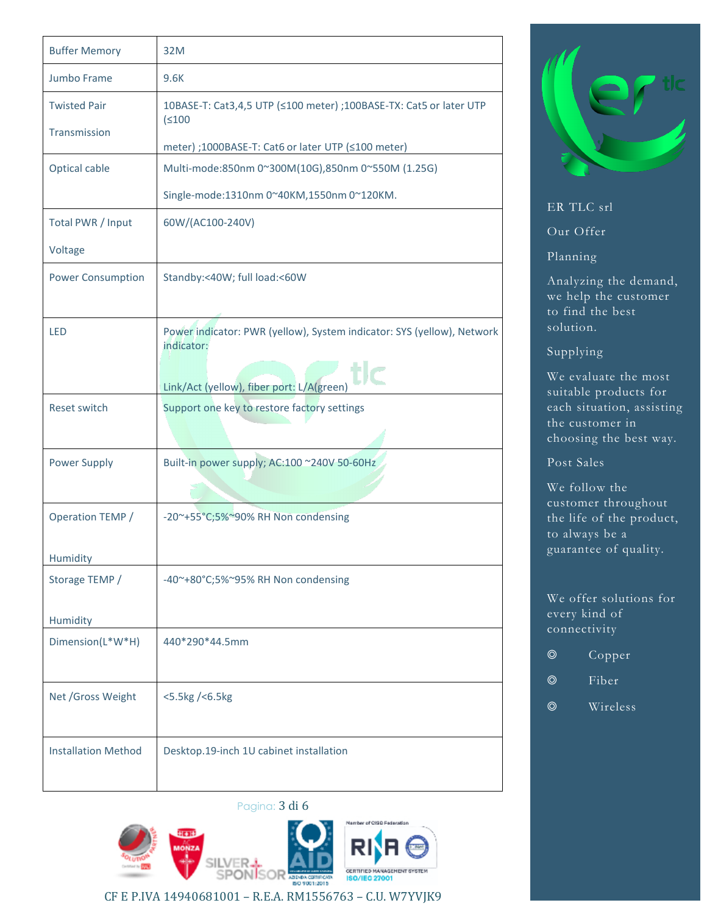| | |
|---|---|
| Buffer Memory | 32M |
| Jumbo Frame | 9.6K |
| Twisted Pair Transmission | 10BASE-T: Cat3,4,5 UTP (≤100 meter) ;100BASE-TX: Cat5 or later UTP (≤100 meter) ;1000BASE-T: Cat6 or later UTP (≤100 meter) |
| Optical cable | Multi-mode:850nm 0~300M(10G),850nm 0~550M (1.25G)<br>Single-mode:1310nm 0~40KM,1550nm 0~120KM. |
| Total PWR / Input Voltage | 60W/(AC100-240V) |
| Power Consumption | Standby:<40W; full load:<60W |
| LED | Power indicator: PWR (yellow), System indicator: SYS (yellow), Network indicator:<br>Link/Act (yellow), fiber port: L/A(green) |
| Reset switch | Support one key to restore factory settings |
| Power Supply | Built-in power supply; AC:100 ~240V 50-60Hz |
| Operation TEMP / Humidity | -20~+55°C;5%~90% RH Non condensing |
| Storage TEMP / Humidity | -40~+80°C;5%~95% RH Non condensing |
| Dimension(L*W*H) | 440*290*44.5mm |
| Net /Gross Weight | <5.5kg /<6.5kg |
| Installation Method | Desktop.19-inch 1U cabinet installation |

ER TLC srl

Our Offer

Planning

Analyzing the demand, we help the customer to find the best solution.

Supplying

We evaluate the most suitable products for each situation, assisting the customer in choosing the best way.

Post Sales

We follow the customer throughout the life of the product, to always be a guarantee of quality.

We offer solutions for every kind of connectivity

- Copper
- Fiber
- Wireless

CF E P.IVA 14940681001 – R.E.A. RM1556763 – C.U. W7YVJK9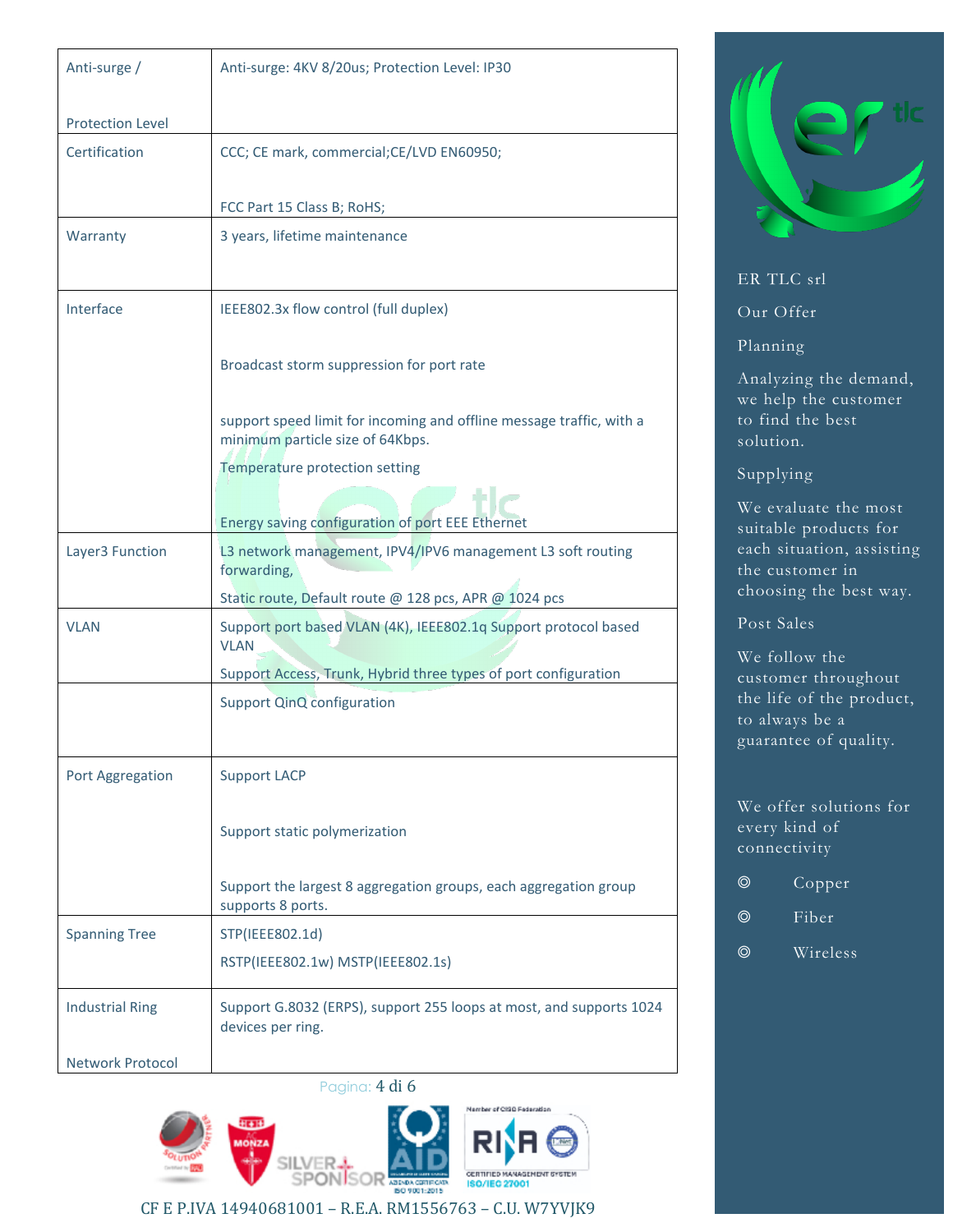| Anti-surge / Protection Level | Anti-surge: 4KV 8/20us; Protection Level: IP30 |
|---|---|
| Certification | CCC; CE mark, commercial;CE/LVD EN60950; FCC Part 15 Class B; RoHS; |
| Warranty | 3 years, lifetime maintenance |
| Interface | IEEE802.3x flow control (full duplex)<br><br>Broadcast storm suppression for port rate<br><br>support speed limit for incoming and offline message traffic, with a minimum particle size of 64Kbps.<br><br>Temperature protection setting<br><br>Energy saving configuration of port EEE Ethernet |
| Layer3 Function | L3 network management, IPV4/IPV6 management L3 soft routing forwarding,<br><br>Static route, Default route @ 128 pcs, APR @ 1024 pcs |
| VLAN | Support port based VLAN (4K), IEEE802.1q Support protocol based VLAN<br><br>Support Access, Trunk, Hybrid three types of port configuration |
| | Support QinQ configuration |
| Port Aggregation | Support LACP<br><br>Support static polymerization<br><br>Support the largest 8 aggregation groups, each aggregation group supports 8 ports. |
| Spanning Tree | STP(IEEE802.1d)<br><br>RSTP(IEEE802.1w) MSTP(IEEE802.1s) |
| Industrial Ring Network Protocol | Support G.8032 (ERPS), support 255 loops at most, and supports 1024 devices per ring. |

ER TLC srl

Our Offer

Planning

Analyzing the demand, we help the customer to find the best solution.

Supplying

We evaluate the most suitable products for each situation, assisting the customer in choosing the best way.

Post Sales

We follow the customer throughout the life of the product, to always be a guarantee of quality.

We offer solutions for every kind of connectivity

- Copper
- Fiber
- Wireless

CF E P.IVA 14940681001 – R.E.A. RM1556763 – C.U. W7YVJK9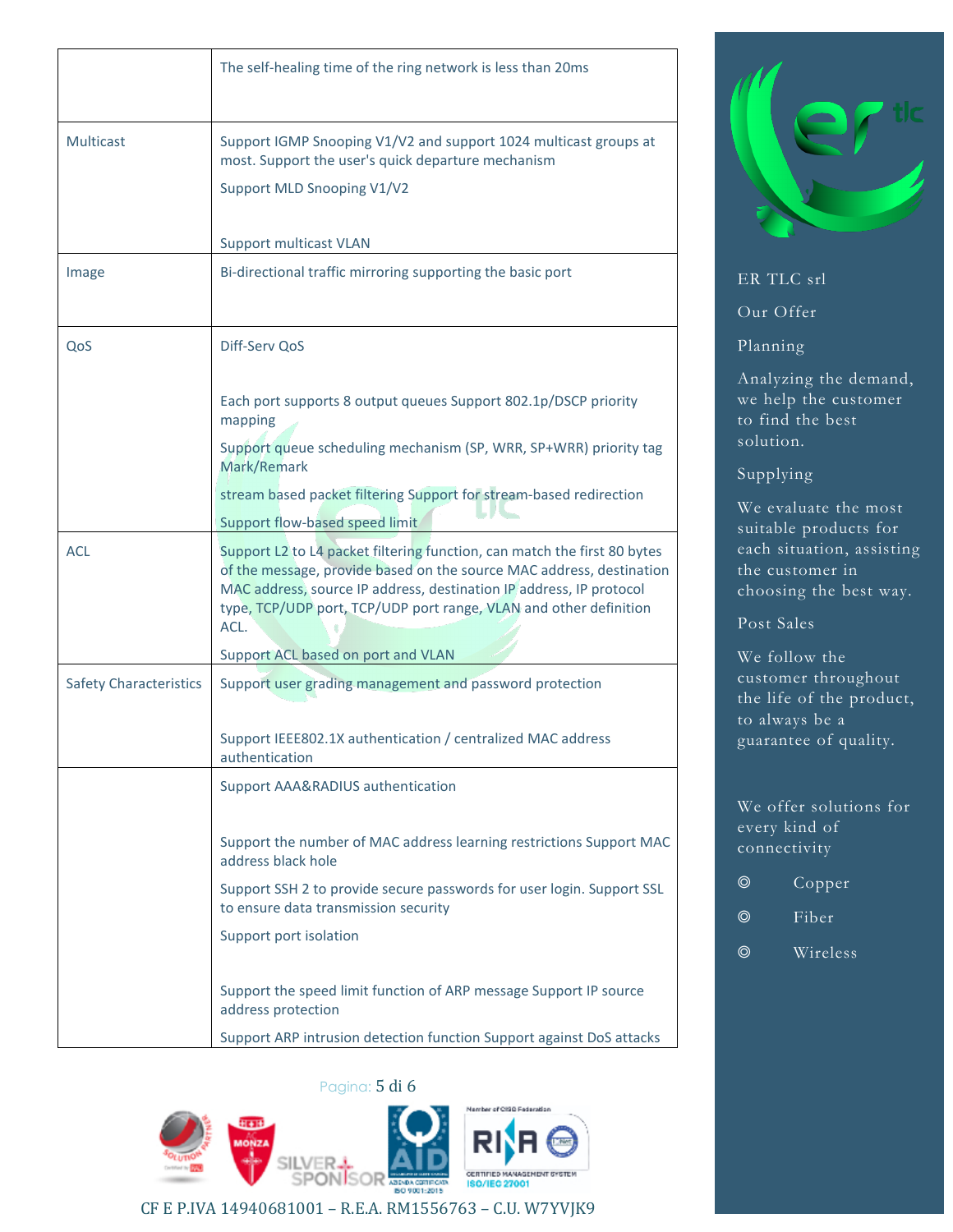| | |
|---|---|
| | The self-healing time of the ring network is less than 20ms |
| Multicast | Support IGMP Snooping V1/V2 and support 1024 multicast groups at most. Support the user's quick departure mechanism<br>Support MLD Snooping V1/V2<br>Support multicast VLAN |
| Image | Bi-directional traffic mirroring supporting the basic port |
| QoS | Diff-Serv QoS<br>Each port supports 8 output queues Support 802.1p/DSCP priority mapping<br>Support queue scheduling mechanism (SP, WRR, SP+WRR) priority tag Mark/Remark<br>stream based packet filtering Support for stream-based redirection<br>Support flow-based speed limit |
| ACL | Support L2 to L4 packet filtering function, can match the first 80 bytes of the message, provide based on the source MAC address, destination MAC address, source IP address, destination IP address, IP protocol type, TCP/UDP port, TCP/UDP port range, VLAN and other definition ACL.<br>Support ACL based on port and VLAN |
| Safety Characteristics | Support user grading management and password protection<br>Support IEEE802.1X authentication / centralized MAC address authentication |
| | Support AAA&RADIUS authentication<br>Support the number of MAC address learning restrictions Support MAC address black hole<br>Support SSH 2 to provide secure passwords for user login. Support SSL to ensure data transmission security<br>Support port isolation<br>Support the speed limit function of ARP message Support IP source address protection<br>Support ARP intrusion detection function Support against DoS attacks |

ER TLC srl

Our Offer

Planning

Analyzing the demand, we help the customer to find the best solution.

Supplying

We evaluate the most suitable products for each situation, assisting the customer in choosing the best way.

Post Sales

We follow the customer throughout the life of the product, to always be a guarantee of quality.

We offer solutions for every kind of connectivity

- Copper
- Fiber
- Wireless

CF E P.IVA 14940681001 – R.E.A. RM1556763 – C.U. W7YVJK9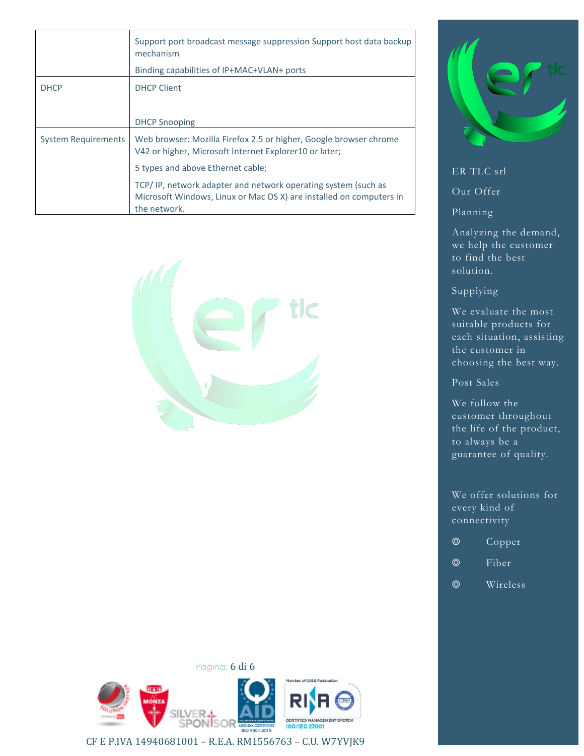| | |
|---|---|
| | Support port broadcast message suppression Support host data backup mechanism<br><br>Binding capabilities of IP+MAC+VLAN+ ports |
| DHCP | DHCP Client<br><br>DHCP Snooping |
| System Requirements | Web browser: Mozilla Firefox 2.5 or higher, Google browser chrome V42 or higher, Microsoft Internet Explorer10 or later;<br><br>5 types and above Ethernet cable;<br><br>TCP/ IP, network adapter and network operating system (such as Microsoft Windows, Linux or Mac OS X) are installed on computers in the network. |

ER TLC srl

Our Offer

Planning

Analyzing the demand, we help the customer to find the best solution.

Supplying

We evaluate the most suitable products for each situation, assisting the customer in choosing the best way.

Post Sales

We follow the customer throughout the life of the product, to always be a guarantee of quality.

We offer solutions for every kind of connectivity

- Copper
- Fiber
- Wireless

CF E P.IVA 14940681001 – R.E.A. RM1556763 – C.U. W7YVJK9